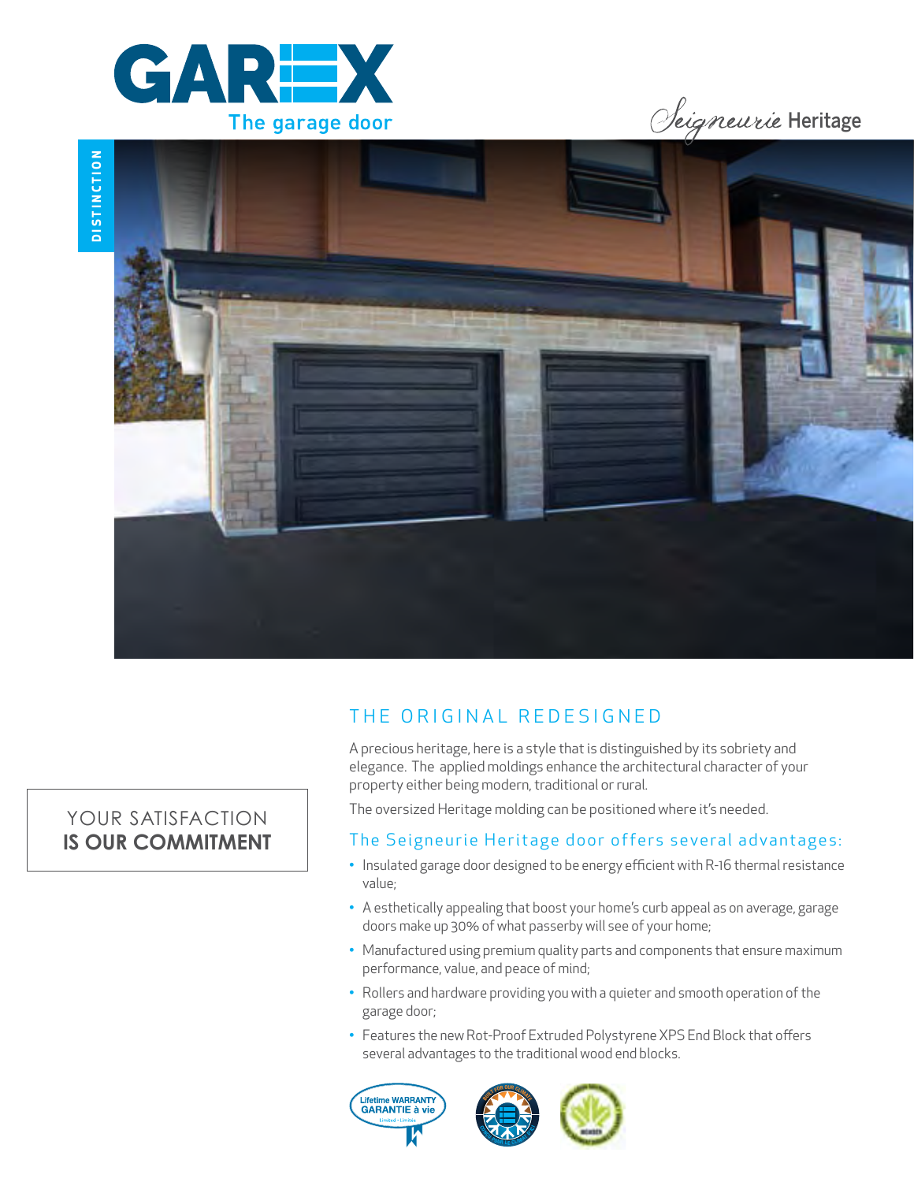# GAREX

The garage door

*Seigneurie* Heritage

DISTINCTION

YOUR SATISFACTION
**IS OUR COMMITMENT**

## THE ORIGINAL REDESIGNED

A precious heritage, here is a style that is distinguished by its sobriety and elegance. The applied moldings enhance the architectural character of your property either being modern, traditional or rural.

The oversized Heritage molding can be positioned where it's needed.

### The Seigneurie Heritage door offers several advantages:

- Insulated garage door designed to be energy efficient with R-16 thermal resistance value;
- A esthetically appealing that boost your home's curb appeal as on average, garage doors make up 30% of what passerby will see of your home;
- Manufactured using premium quality parts and components that ensure maximum performance, value, and peace of mind;
- Rollers and hardware providing you with a quieter and smooth operation of the garage door;
- Features the new Rot-Proof Extruded Polystyrene XPS End Block that offers several advantages to the traditional wood end blocks.

Lifetime WARRANTY
GARANTIE à vie
Limited · Limitée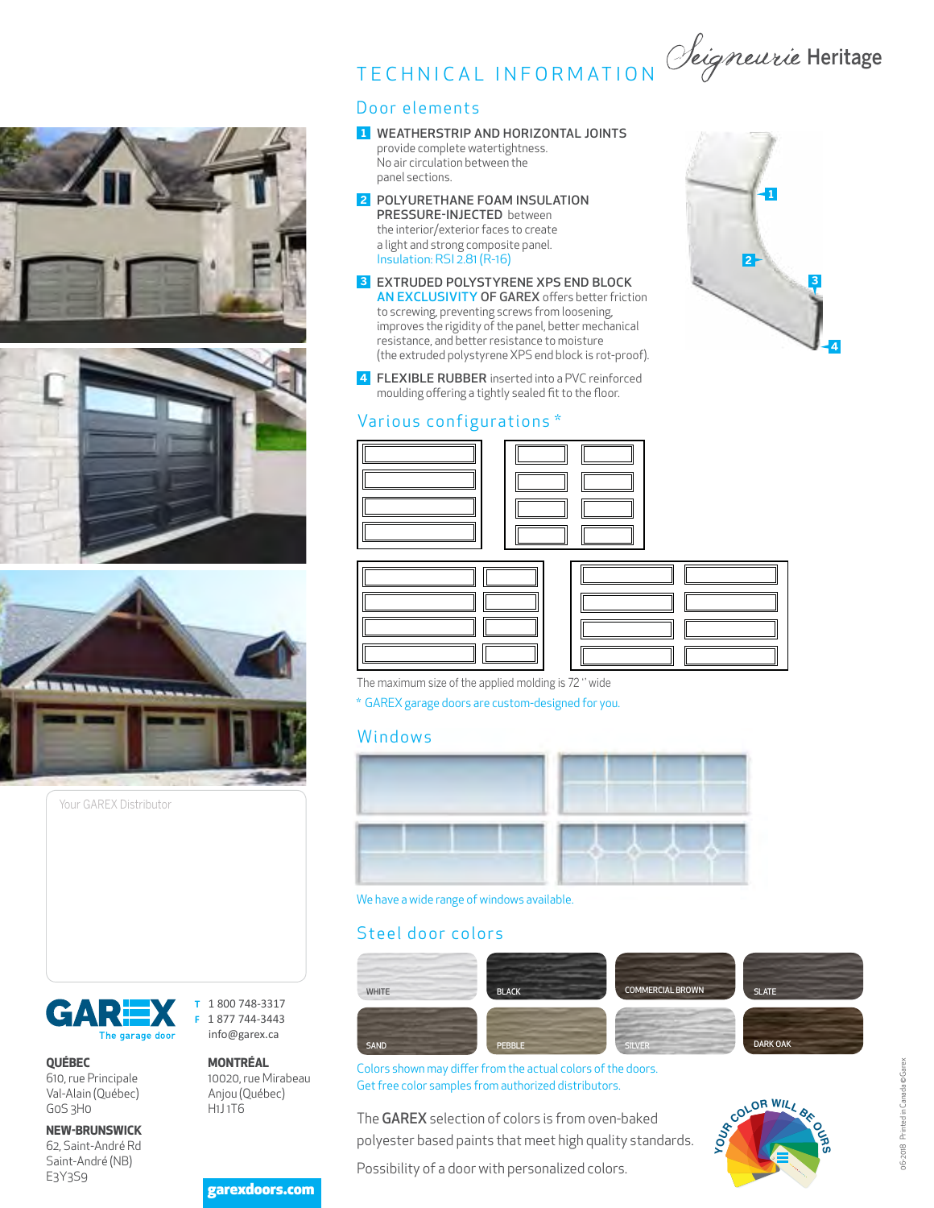# TECHNICAL INFORMATION

Seigneurie Heritage

## Door elements

**1 WEATHERSTRIP AND HORIZONTAL JOINTS** provide complete watertightness. No air circulation between the panel sections.

**2 POLYURETHANE FOAM INSULATION PRESSURE-INJECTED** between the interior/exterior faces to create a light and strong composite panel. Insulation: RSI 2.81 (R-16)

**3 EXTRUDED POLYSTYRENE XPS END BLOCK AN EXCLUSIVITY OF GAREX** offers better friction to screwing, preventing screws from loosening, improves the rigidity of the panel, better mechanical resistance, and better resistance to moisture (the extruded polystyrene XPS end block is rot-proof).

**4 FLEXIBLE RUBBER** inserted into a PVC reinforced moulding offering a tightly sealed fit to the floor.

1
2
3
4

## Various configurations *

The maximum size of the applied molding is 72 '' wide

* GAREX garage doors are custom-designed for you.

## Windows

We have a wide range of windows available.

## Steel door colors

WHITE
BLACK
COMMERCIAL BROWN
SLATE
SAND
PEBBLE
SILVER
DARK OAK

Colors shown may differ from the actual colors of the doors.
Get free color samples from authorized distributors.

The **GAREX** selection of colors is from oven-baked polyester based paints that meet high quality standards.

Possibility of a door with personalized colors.

YOUR COLOR WILL BE OURS

Your GAREX Distributor

GAREX The garage door

T 1 800 748-3317
F 1 877 744-3443
info@garex.ca

**QUÉBEC**
610, rue Principale
Val-Alain (Québec)
G0S 3H0

**MONTRÉAL**
10020, rue Mirabeau
Anjou (Québec)
H1J 1T6

**NEW-BRUNSWICK**
62, Saint-André Rd
Saint-André (NB)
E3Y3S9

garexdoors.com

06-2018 Printed in Canada © Garex